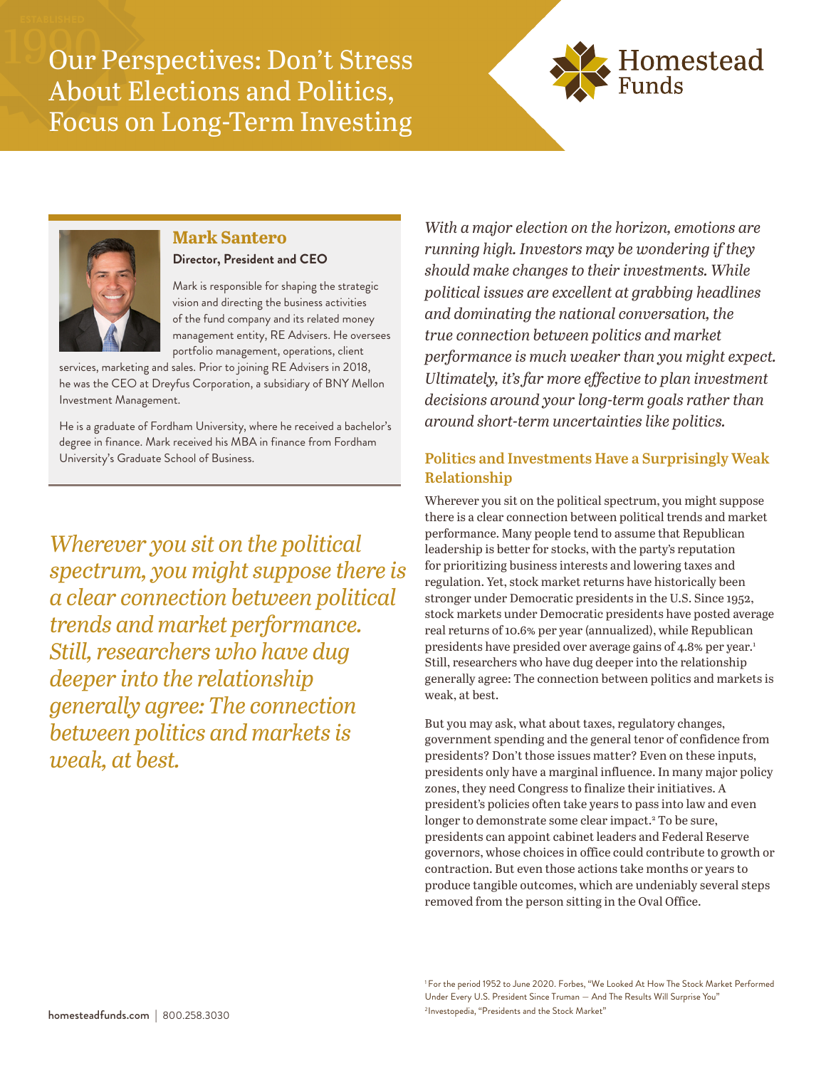# Our Perspectives: Don't Stress About Elections and Politics, Focus on Long-Term Investing

Homestead Funds

## Mark Santero

**Director, President and CEO**

Mark is responsible for shaping the strategic vision and directing the business activities of the fund company and its related money management entity, RE Advisers. He oversees portfolio management, operations, client services, marketing and sales. Prior to joining RE Advisers in 2018, he was the CEO at Dreyfus Corporation, a subsidiary of BNY Mellon Investment Management.

He is a graduate of Fordham University, where he received a bachelor's degree in finance. Mark received his MBA in finance from Fordham University's Graduate School of Business.

*Wherever you sit on the political spectrum, you might suppose there is a clear connection between political trends and market performance. Still, researchers who have dug deeper into the relationship generally agree: The connection between politics and markets is weak, at best.*

*With a major election on the horizon, emotions are running high. Investors may be wondering if they should make changes to their investments. While political issues are excellent at grabbing headlines and dominating the national conversation, the true connection between politics and market performance is much weaker than you might expect. Ultimately, it's far more effective to plan investment decisions around your long-term goals rather than around short-term uncertainties like politics.*

### Politics and Investments Have a Surprisingly Weak Relationship

Wherever you sit on the political spectrum, you might suppose there is a clear connection between political trends and market performance. Many people tend to assume that Republican leadership is better for stocks, with the party's reputation for prioritizing business interests and lowering taxes and regulation. Yet, stock market returns have historically been stronger under Democratic presidents in the U.S. Since 1952, stock markets under Democratic presidents have posted average real returns of 10.6% per year (annualized), while Republican presidents have presided over average gains of 4.8% per year.[1] Still, researchers who have dug deeper into the relationship generally agree: The connection between politics and markets is weak, at best.

But you may ask, what about taxes, regulatory changes, government spending and the general tenor of confidence from presidents? Don't those issues matter? Even on these inputs, presidents only have a marginal influence. In many major policy zones, they need Congress to finalize their initiatives. A president's policies often take years to pass into law and even longer to demonstrate some clear impact.[2] To be sure, presidents can appoint cabinet leaders and Federal Reserve governors, whose choices in office could contribute to growth or contraction. But even those actions take months or years to produce tangible outcomes, which are undeniably several steps removed from the person sitting in the Oval Office.

[1] For the period 1952 to June 2020. Forbes, "We Looked At How The Stock Market Performed Under Every U.S. President Since Truman — And The Results Will Surprise You"
[2] Investopedia, "Presidents and the Stock Market"

homesteadfunds.com | 800.258.3030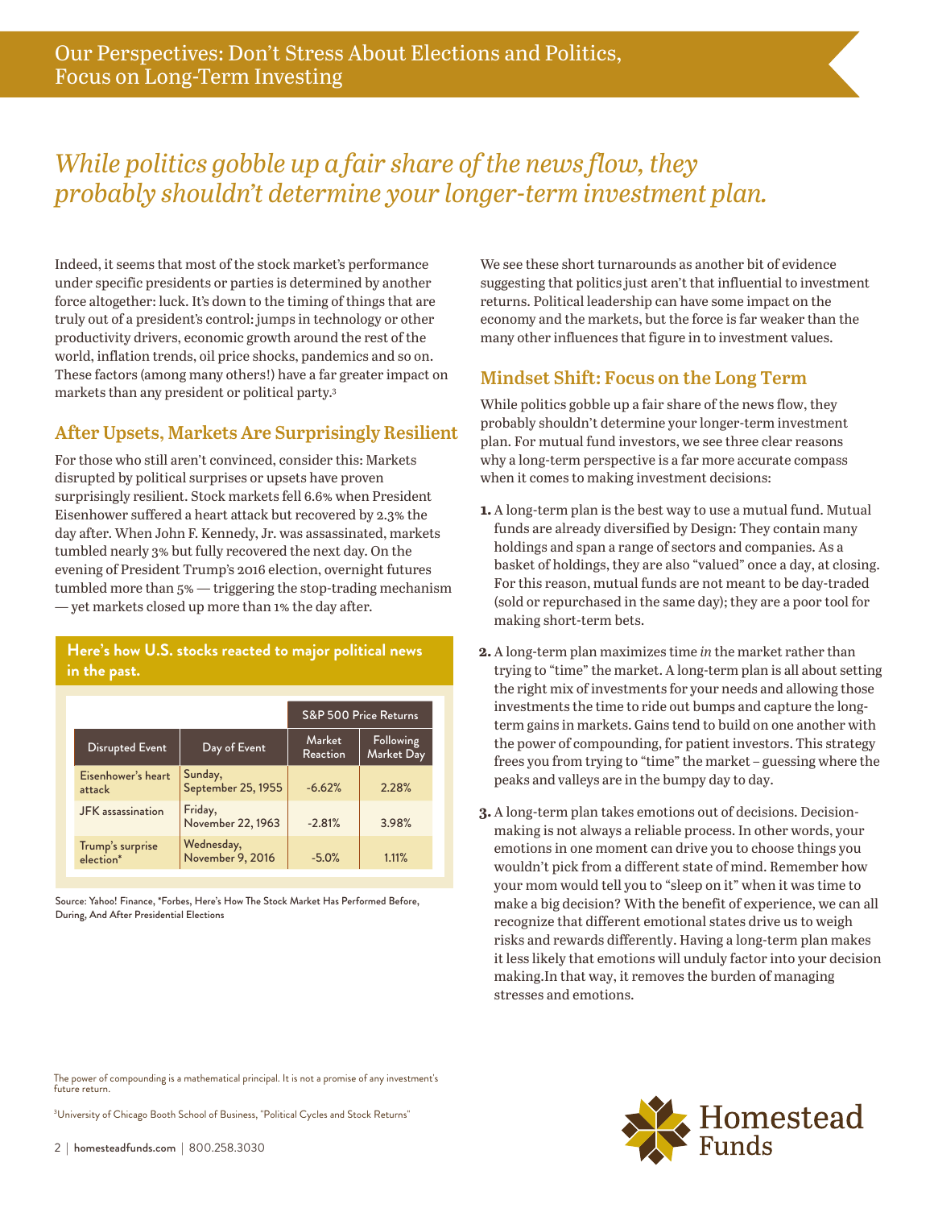# Our Perspectives: Don't Stress About Elections and Politics, Focus on Long-Term Investing

*While politics gobble up a fair share of the news flow, they probably shouldn't determine your longer-term investment plan.*

Indeed, it seems that most of the stock market's performance under specific presidents or parties is determined by another force altogether: luck. It's down to the timing of things that are truly out of a president's control: jumps in technology or other productivity drivers, economic growth around the rest of the world, inflation trends, oil price shocks, pandemics and so on. These factors (among many others!) have a far greater impact on markets than any president or political party.[3]

## After Upsets, Markets Are Surprisingly Resilient

For those who still aren't convinced, consider this: Markets disrupted by political surprises or upsets have proven surprisingly resilient. Stock markets fell 6.6% when President Eisenhower suffered a heart attack but recovered by 2.3% the day after. When John F. Kennedy, Jr. was assassinated, markets tumbled nearly 3% but fully recovered the next day. On the evening of President Trump's 2016 election, overnight futures tumbled more than 5% — triggering the stop-trading mechanism — yet markets closed up more than 1% the day after.

**Here's how U.S. stocks reacted to major political news in the past.**

| | | S&P 500 Price Returns | |
|---|---|---|---|
| Disrupted Event | Day of Event | Market Reaction | Following Market Day |
| Eisenhower's heart attack | Sunday, September 25, 1955 | -6.62% | 2.28% |
| JFK assassination | Friday, November 22, 1963 | -2.81% | 3.98% |
| Trump's surprise election* | Wednesday, November 9, 2016 | -5.0% | 1.11% |

Source: Yahoo! Finance, *Forbes, Here's How The Stock Market Has Performed Before, During, And After Presidential Elections

We see these short turnarounds as another bit of evidence suggesting that politics just aren't that influential to investment returns. Political leadership can have some impact on the economy and the markets, but the force is far weaker than the many other influences that figure in to investment values.

## Mindset Shift: Focus on the Long Term

While politics gobble up a fair share of the news flow, they probably shouldn't determine your longer-term investment plan. For mutual fund investors, we see three clear reasons why a long-term perspective is a far more accurate compass when it comes to making investment decisions:

1. A long-term plan is the best way to use a mutual fund. Mutual funds are already diversified by Design: They contain many holdings and span a range of sectors and companies. As a basket of holdings, they are also "valued" once a day, at closing. For this reason, mutual funds are not meant to be day-traded (sold or repurchased in the same day); they are a poor tool for making short-term bets.

2. A long-term plan maximizes time *in* the market rather than trying to "time" the market. A long-term plan is all about setting the right mix of investments for your needs and allowing those investments the time to ride out bumps and capture the long-term gains in markets. Gains tend to build on one another with the power of compounding, for patient investors. This strategy frees you from trying to "time" the market – guessing where the peaks and valleys are in the bumpy day to day.

3. A long-term plan takes emotions out of decisions. Decision-making is not always a reliable process. In other words, your emotions in one moment can drive you to choose things you wouldn't pick from a different state of mind. Remember how your mom would tell you to "sleep on it" when it was time to make a big decision? With the benefit of experience, we can all recognize that different emotional states drive us to weigh risks and rewards differently. Having a long-term plan makes it less likely that emotions will unduly factor into your decision making.In that way, it removes the burden of managing stresses and emotions.

The power of compounding is a mathematical principal. It is not a promise of any investment's future return.

[3]University of Chicago Booth School of Business, "Political Cycles and Stock Returns"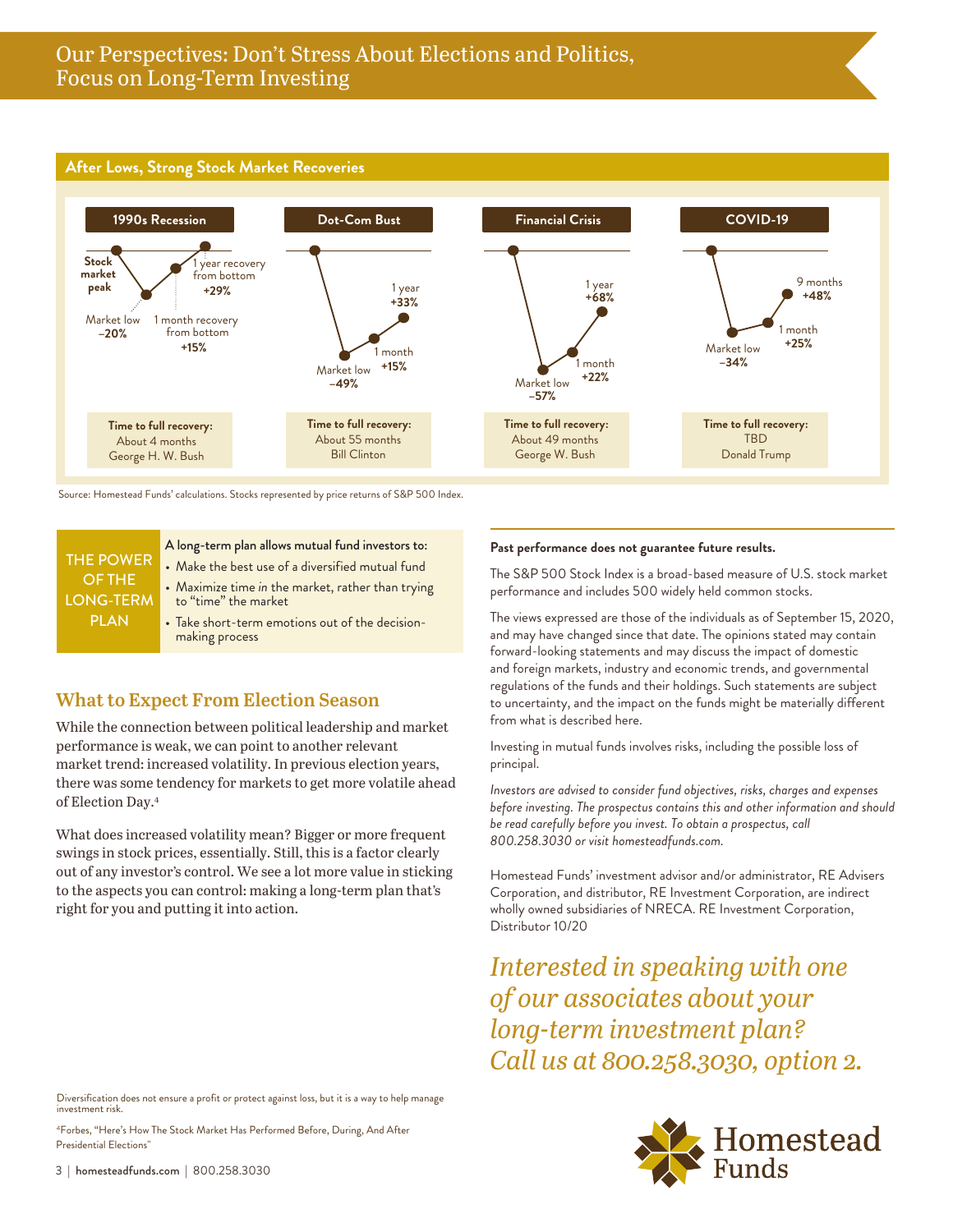# Our Perspectives: Don't Stress About Elections and Politics, Focus on Long-Term Investing

## After Lows, Strong Stock Market Recoveries

**1990s Recession**

Stock market peak

Market low
–20%

1 month recovery from bottom
+15%

1 year recovery from bottom
+29%

**Time to full recovery:**
About 4 months
George H. W. Bush

**Dot-Com Bust**

Market low
–49%

1 month
+15%

1 year
+33%

**Time to full recovery:**
About 55 months
Bill Clinton

**Financial Crisis**

Market low
–57%

1 month
+22%

1 year
+68%

**Time to full recovery:**
About 49 months
George W. Bush

**COVID-19**

Market low
–34%

1 month
+25%

9 months
+48%

**Time to full recovery:**
TBD
Donald Trump

Source: Homestead Funds' calculations. Stocks represented by price returns of S&P 500 Index.

**THE POWER OF THE LONG-TERM PLAN**

A long-term plan allows mutual fund investors to:

- Make the best use of a diversified mutual fund
- Maximize time *in* the market, rather than trying to "time" the market
- Take short-term emotions out of the decision-making process

## What to Expect From Election Season

While the connection between political leadership and market performance is weak, we can point to another relevant market trend: increased volatility. In previous election years, there was some tendency for markets to get more volatile ahead of Election Day.[4]

What does increased volatility mean? Bigger or more frequent swings in stock prices, essentially. Still, this is a factor clearly out of any investor's control. We see a lot more value in sticking to the aspects you can control: making a long-term plan that's right for you and putting it into action.

**Past performance does not guarantee future results.**

The S&P 500 Stock Index is a broad-based measure of U.S. stock market performance and includes 500 widely held common stocks.

The views expressed are those of the individuals as of September 15, 2020, and may have changed since that date. The opinions stated may contain forward-looking statements and may discuss the impact of domestic and foreign markets, industry and economic trends, and governmental regulations of the funds and their holdings. Such statements are subject to uncertainty, and the impact on the funds might be materially different from what is described here.

Investing in mutual funds involves risks, including the possible loss of principal.

*Investors are advised to consider fund objectives, risks, charges and expenses before investing. The prospectus contains this and other information and should be read carefully before you invest. To obtain a prospectus, call 800.258.3030 or visit homesteadfunds.com.*

Homestead Funds' investment advisor and/or administrator, RE Advisers Corporation, and distributor, RE Investment Corporation, are indirect wholly owned subsidiaries of NRECA. RE Investment Corporation, Distributor 10/20

*Interested in speaking with one of our associates about your long-term investment plan? Call us at 800.258.3030, option 2.*

Diversification does not ensure a profit or protect against loss, but it is a way to help manage investment risk.

[4] Forbes, "Here's How The Stock Market Has Performed Before, During, And After Presidential Elections"

Homestead Funds